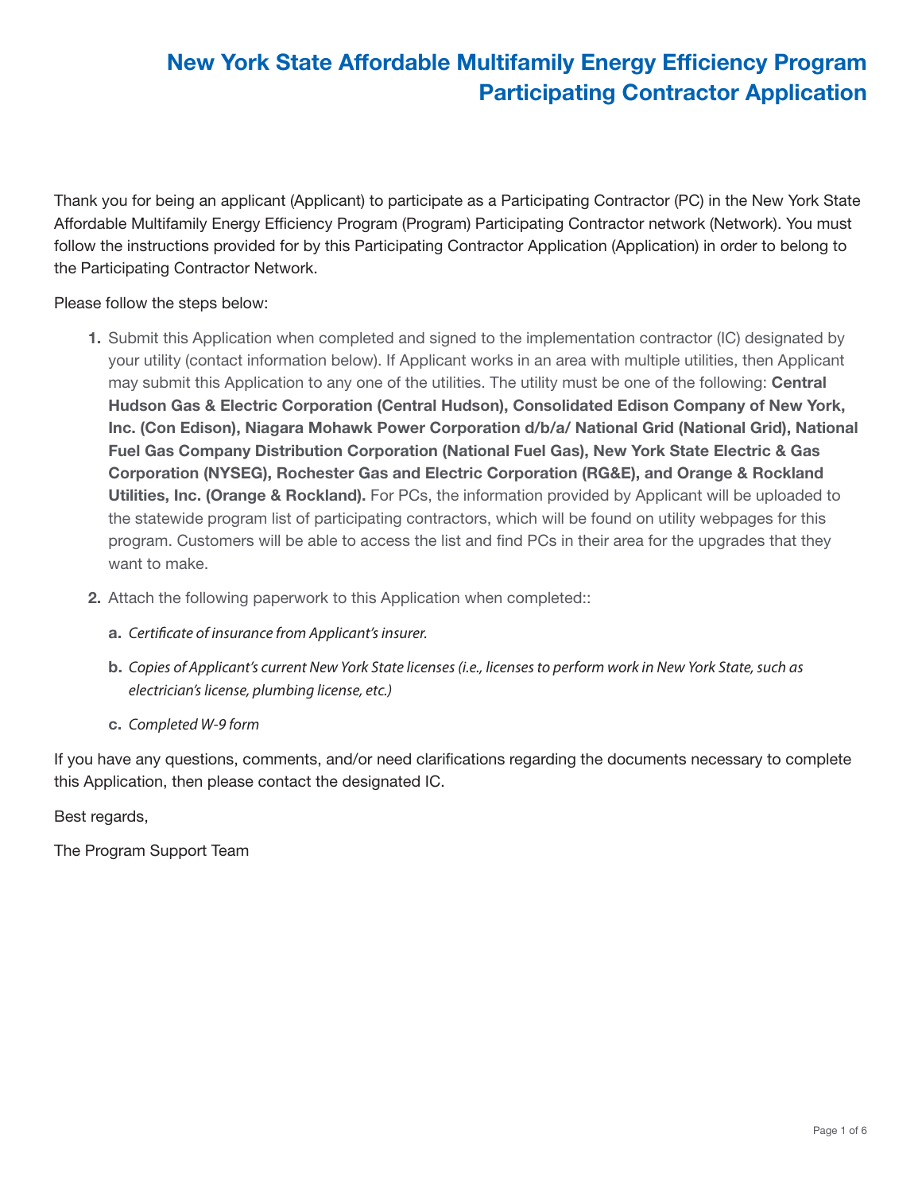# New York State Affordable Multifamily Energy Efficiency Program Participating Contractor Application

Thank you for being an applicant (Applicant) to participate as a Participating Contractor (PC) in the New York State Affordable Multifamily Energy Efficiency Program (Program) Participating Contractor network (Network). You must follow the instructions provided for by this Participating Contractor Application (Application) in order to belong to the Participating Contractor Network.

Please follow the steps below:

1. Submit this Application when completed and signed to the implementation contractor (IC) designated by your utility (contact information below). If Applicant works in an area with multiple utilities, then Applicant may submit this Application to any one of the utilities. The utility must be one of the following: **Central Hudson Gas & Electric Corporation (Central Hudson), Consolidated Edison Company of New York, Inc. (Con Edison), Niagara Mohawk Power Corporation d/b/a/ National Grid (National Grid), National Fuel Gas Company Distribution Corporation (National Fuel Gas), New York State Electric & Gas Corporation (NYSEG), Rochester Gas and Electric Corporation (RG&E), and Orange & Rockland Utilities, Inc. (Orange & Rockland).** For PCs, the information provided by Applicant will be uploaded to the statewide program list of participating contractors, which will be found on utility webpages for this program. Customers will be able to access the list and find PCs in their area for the upgrades that they want to make.

2. Attach the following paperwork to this Application when completed::

   a. *Certificate of insurance from Applicant's insurer.*

   b. *Copies of Applicant's current New York State licenses (i.e., licenses to perform work in New York State, such as electrician's license, plumbing license, etc.)*

   c. *Completed W-9 form*

If you have any questions, comments, and/or need clarifications regarding the documents necessary to complete this Application, then please contact the designated IC.

Best regards,

The Program Support Team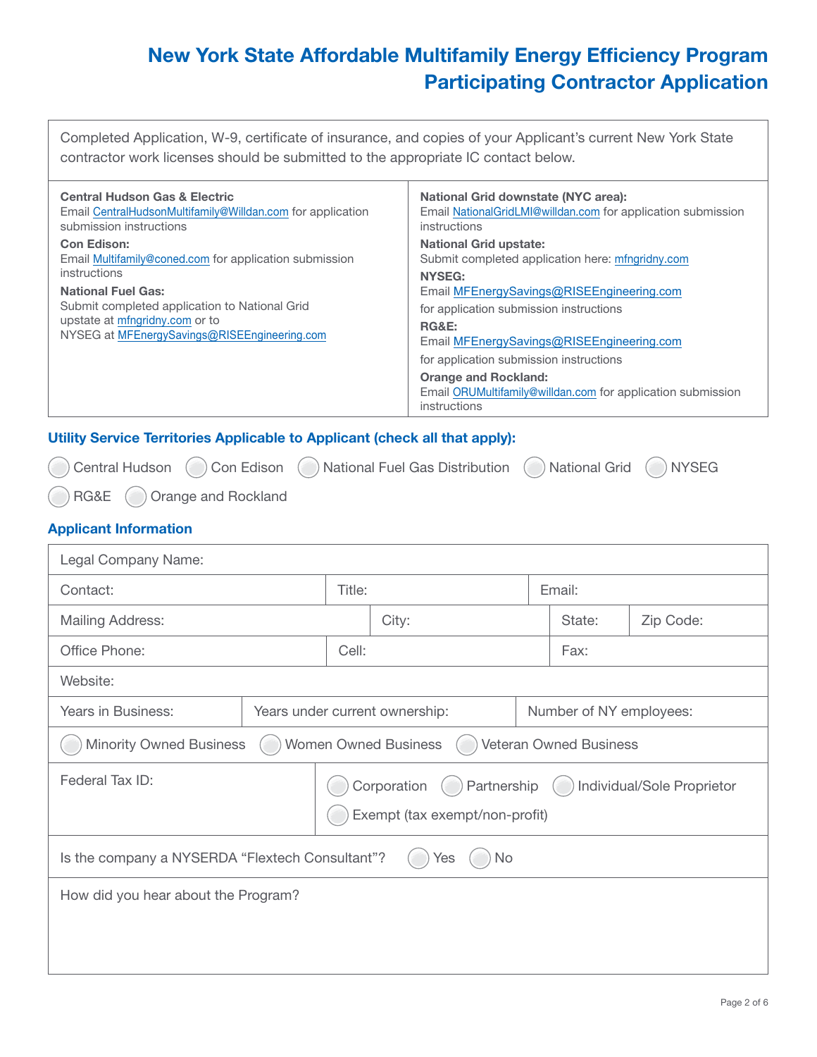# New York State Affordable Multifamily Energy Efficiency Program
# Participating Contractor Application

Completed Application, W-9, certificate of insurance, and copies of your Applicant's current New York State contractor work licenses should be submitted to the appropriate IC contact below.

**Central Hudson Gas & Electric**
Email CentralHudsonMultifamily@Willdan.com for application submission instructions

**Con Edison:**
Email Multifamily@coned.com for application submission instructions

**National Fuel Gas:**
Submit completed application to National Grid upstate at mfngridny.com or to NYSEG at MFEnergySavings@RISEEngineering.com

**National Grid downstate (NYC area):**
Email NationalGridLMI@willdan.com for application submission instructions

**National Grid upstate:**
Submit completed application here: mfngridny.com

**NYSEG:**
Email MFEnergySavings@RISEEngineering.com for application submission instructions

**RG&E:**
Email MFEnergySavings@RISEEngineering.com for application submission instructions

**Orange and Rockland:**
Email ORUMultifamily@willdan.com for application submission instructions

## Utility Service Territories Applicable to Applicant (check all that apply):

- ◯ Central Hudson
- ◯ Con Edison
- ◯ National Fuel Gas Distribution
- ◯ National Grid
- ◯ NYSEG
- ◯ RG&E
- ◯ Orange and Rockland

## Applicant Information

| | | |
|---|---|---|
| Legal Company Name: | | |
| Contact: | Title: | Email: |
| Mailing Address: | City: | State: / Zip Code: |
| Office Phone: | Cell: | Fax: |
| Website: | | |
| Years in Business: | Years under current ownership: | Number of NY employees: |
| ◯ Minority Owned Business | ◯ Women Owned Business | ◯ Veteran Owned Business |
| Federal Tax ID: | ◯ Corporation ◯ Partnership ◯ Individual/Sole Proprietor ◯ Exempt (tax exempt/non-profit) | |
| Is the company a NYSERDA "Flextech Consultant"? ◯ Yes ◯ No | | |
| How did you hear about the Program? | | |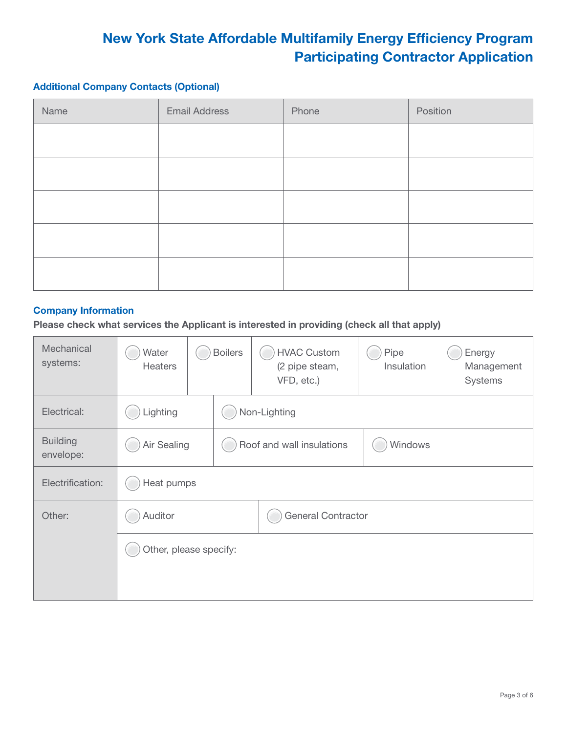# New York State Affordable Multifamily Energy Efficiency Program Participating Contractor Application

### Additional Company Contacts (Optional)

| Name | Email Address | Phone | Position |
|---|---|---|---|
| | | | |
| | | | |
| | | | |
| | | | |
| | | | |

### Company Information

**Please check what services the Applicant is interested in providing (check all that apply)**

| | | | | | |
|---|---|---|---|---|---|
| Mechanical systems: | ◯ Water Heaters | ◯ Boilers | ◯ HVAC Custom (2 pipe steam, VFD, etc.) | ◯ Pipe Insulation | ◯ Energy Management Systems |
| Electrical: | ◯ Lighting | ◯ Non-Lighting | | | |
| Building envelope: | ◯ Air Sealing | ◯ Roof and wall insulations | ◯ Windows | | |
| Electrification: | ◯ Heat pumps | | | | |
| Other: | ◯ Auditor | ◯ General Contractor | | | |
| | ◯ Other, please specify: | | | | |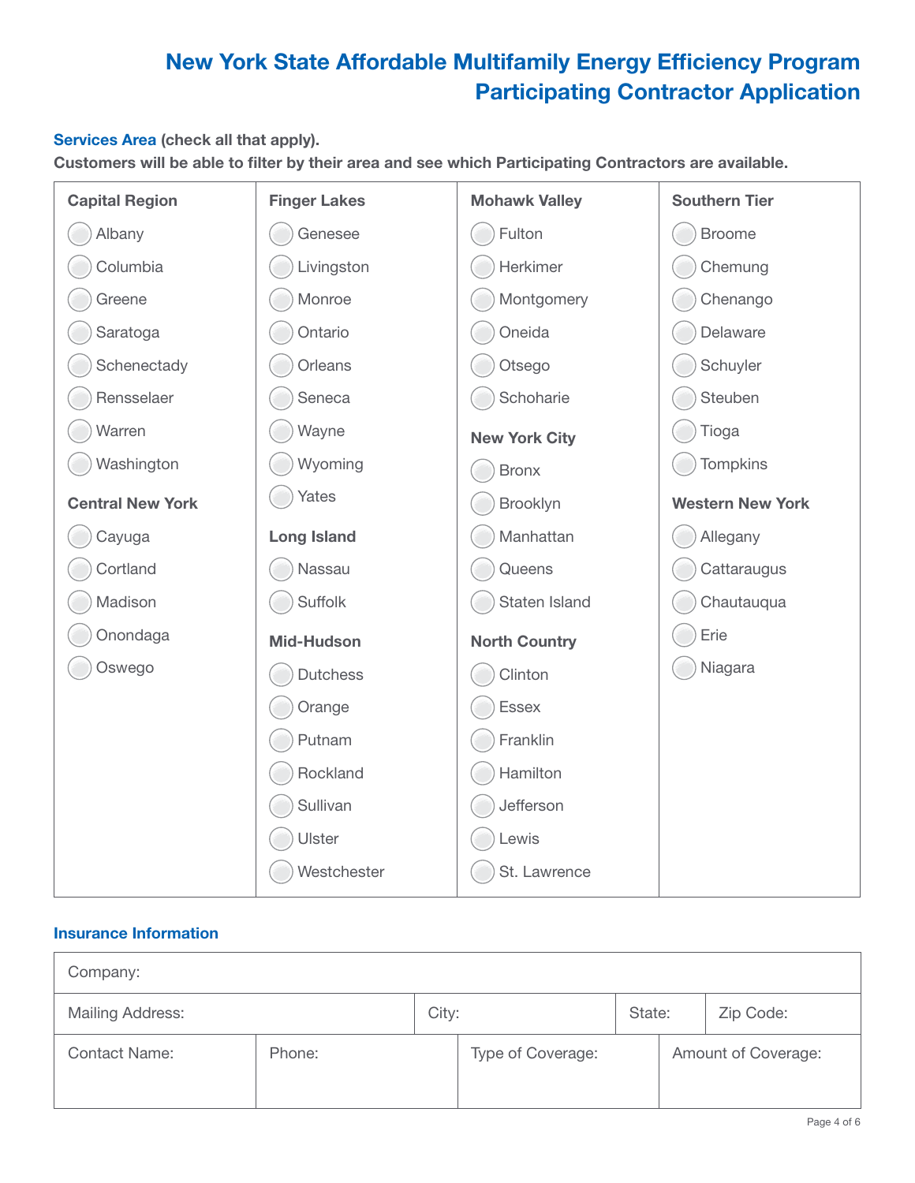# New York State Affordable Multifamily Energy Efficiency Program
# Participating Contractor Application

**Services Area (check all that apply).**
**Customers will be able to filter by their area and see which Participating Contractors are available.**

**Capital Region**
- ◯ Albany
- ◯ Columbia
- ◯ Greene
- ◯ Saratoga
- ◯ Schenectady
- ◯ Rensselaer
- ◯ Warren
- ◯ Washington

**Central New York**
- ◯ Cayuga
- ◯ Cortland
- ◯ Madison
- ◯ Onondaga
- ◯ Oswego

**Finger Lakes**
- ◯ Genesee
- ◯ Livingston
- ◯ Monroe
- ◯ Ontario
- ◯ Orleans
- ◯ Seneca
- ◯ Wayne
- ◯ Wyoming
- ◯ Yates

**Long Island**
- ◯ Nassau
- ◯ Suffolk

**Mid-Hudson**
- ◯ Dutchess
- ◯ Orange
- ◯ Putnam
- ◯ Rockland
- ◯ Sullivan
- ◯ Ulster
- ◯ Westchester

**Mohawk Valley**
- ◯ Fulton
- ◯ Herkimer
- ◯ Montgomery
- ◯ Oneida
- ◯ Otsego
- ◯ Schoharie

**New York City**
- ◯ Bronx
- ◯ Brooklyn
- ◯ Manhattan
- ◯ Queens
- ◯ Staten Island

**North Country**
- ◯ Clinton
- ◯ Essex
- ◯ Franklin
- ◯ Hamilton
- ◯ Jefferson
- ◯ Lewis
- ◯ St. Lawrence

**Southern Tier**
- ◯ Broome
- ◯ Chemung
- ◯ Chenango
- ◯ Delaware
- ◯ Schuyler
- ◯ Steuben
- ◯ Tioga
- ◯ Tompkins

**Western New York**
- ◯ Allegany
- ◯ Cattaraugus
- ◯ Chautauqua
- ◯ Erie
- ◯ Niagara

## Insurance Information

| Company: | | | |
|---|---|---|---|
| Mailing Address: | City: | State: | Zip Code: |
| Contact Name: | Phone: | Type of Coverage: | Amount of Coverage: |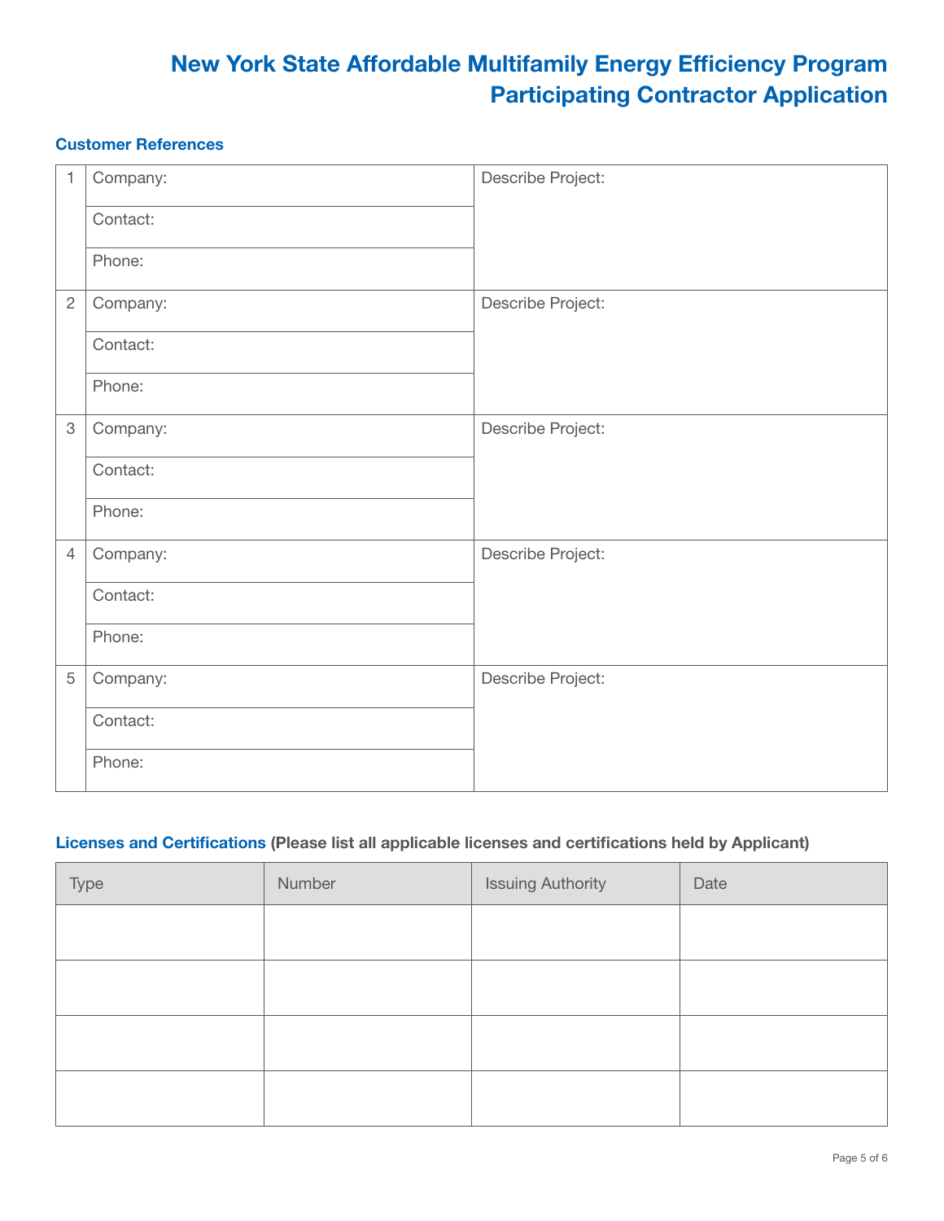# New York State Affordable Multifamily Energy Efficiency Program Participating Contractor Application

## Customer References

| | | |
|---|---|---|
| 1 | Company: | Describe Project: |
| | Contact: | |
| | Phone: | |
| 2 | Company: | Describe Project: |
| | Contact: | |
| | Phone: | |
| 3 | Company: | Describe Project: |
| | Contact: | |
| | Phone: | |
| 4 | Company: | Describe Project: |
| | Contact: | |
| | Phone: | |
| 5 | Company: | Describe Project: |
| | Contact: | |
| | Phone: | |

## Licenses and Certifications **(Please list all applicable licenses and certifications held by Applicant)**

| Type | Number | Issuing Authority | Date |
|---|---|---|---|
| | | | |
| | | | |
| | | | |
| | | | |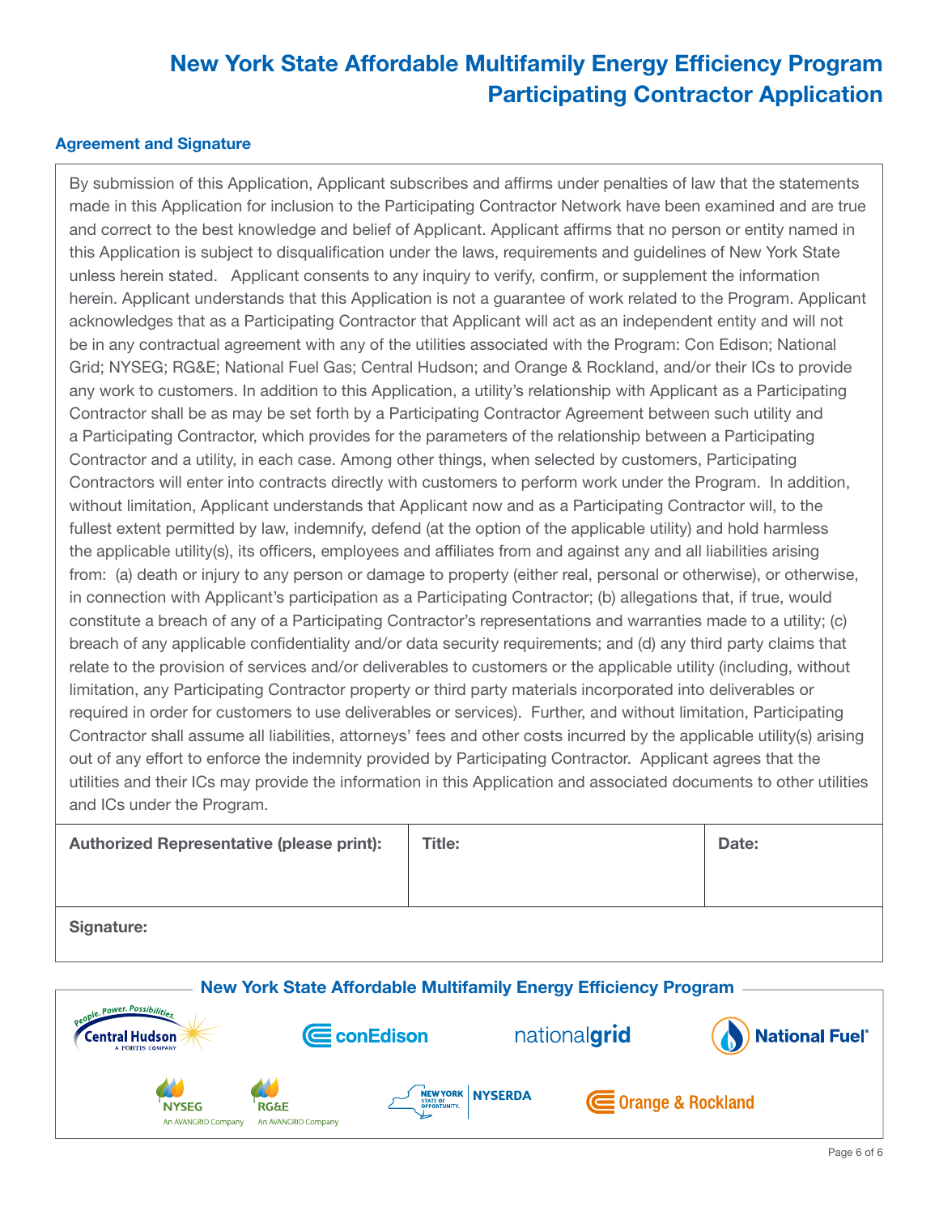# New York State Affordable Multifamily Energy Efficiency Program Participating Contractor Application

## Agreement and Signature

By submission of this Application, Applicant subscribes and affirms under penalties of law that the statements made in this Application for inclusion to the Participating Contractor Network have been examined and are true and correct to the best knowledge and belief of Applicant. Applicant affirms that no person or entity named in this Application is subject to disqualification under the laws, requirements and guidelines of New York State unless herein stated. Applicant consents to any inquiry to verify, confirm, or supplement the information herein. Applicant understands that this Application is not a guarantee of work related to the Program. Applicant acknowledges that as a Participating Contractor that Applicant will act as an independent entity and will not be in any contractual agreement with any of the utilities associated with the Program: Con Edison; National Grid; NYSEG; RG&E; National Fuel Gas; Central Hudson; and Orange & Rockland, and/or their ICs to provide any work to customers. In addition to this Application, a utility's relationship with Applicant as a Participating Contractor shall be as may be set forth by a Participating Contractor Agreement between such utility and a Participating Contractor, which provides for the parameters of the relationship between a Participating Contractor and a utility, in each case. Among other things, when selected by customers, Participating Contractors will enter into contracts directly with customers to perform work under the Program. In addition, without limitation, Applicant understands that Applicant now and as a Participating Contractor will, to the fullest extent permitted by law, indemnify, defend (at the option of the applicable utility) and hold harmless the applicable utility(s), its officers, employees and affiliates from and against any and all liabilities arising from: (a) death or injury to any person or damage to property (either real, personal or otherwise), or otherwise, in connection with Applicant's participation as a Participating Contractor; (b) allegations that, if true, would constitute a breach of any of a Participating Contractor's representations and warranties made to a utility; (c) breach of any applicable confidentiality and/or data security requirements; and (d) any third party claims that relate to the provision of services and/or deliverables to customers or the applicable utility (including, without limitation, any Participating Contractor property or third party materials incorporated into deliverables or required in order for customers to use deliverables or services). Further, and without limitation, Participating Contractor shall assume all liabilities, attorneys' fees and other costs incurred by the applicable utility(s) arising out of any effort to enforce the indemnity provided by Participating Contractor. Applicant agrees that the utilities and their ICs may provide the information in this Application and associated documents to other utilities and ICs under the Program.

| **Authorized Representative (please print):** | **Title:** | **Date:** |
|---|---|---|
| | | |
| **Signature:** | | |

**New York State Affordable Multifamily Energy Efficiency Program**

Central Hudson (A FORTIS COMPANY) · conEdison · nationalgrid · National Fuel · NYSEG (An AVANGRID Company) · RG&E (An AVANGRID Company) · NEW YORK STATE OF OPPORTUNITY. NYSERDA · Orange & Rockland